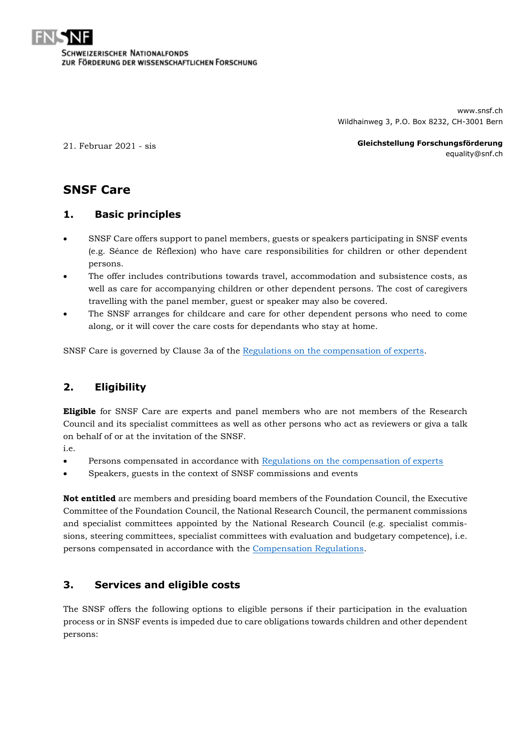SCHWEIZERISCHER NATIONALFONDS
ZUR FÖRDERUNG DER WISSENSCHAFTLICHEN FORSCHUNG

www.snsf.ch
Wildhainweg 3, P.O. Box 8232, CH-3001 Bern

21. Februar 2021 - sis

**Gleichstellung Forschungsförderung**
equality@snf.ch

# SNSF Care

## 1. Basic principles

- SNSF Care offers support to panel members, guests or speakers participating in SNSF events (e.g. Séance de Réflexion) who have care responsibilities for children or other dependent persons.
- The offer includes contributions towards travel, accommodation and subsistence costs, as well as care for accompanying children or other dependent persons. The cost of caregivers travelling with the panel member, guest or speaker may also be covered.
- The SNSF arranges for childcare and care for other dependent persons who need to come along, or it will cover the care costs for dependants who stay at home.

SNSF Care is governed by Clause 3a of the Regulations on the compensation of experts.

## 2. Eligibility

**Eligible** for SNSF Care are experts and panel members who are not members of the Research Council and its specialist committees as well as other persons who act as reviewers or giva a talk on behalf of or at the invitation of the SNSF.
i.e.

- Persons compensated in accordance with Regulations on the compensation of experts
- Speakers, guests in the context of SNSF commissions and events

**Not entitled** are members and presiding board members of the Foundation Council, the Executive Committee of the Foundation Council, the National Research Council, the permanent commissions and specialist committees appointed by the National Research Council (e.g. specialist commissions, steering committees, specialist committees with evaluation and budgetary competence), i.e. persons compensated in accordance with the Compensation Regulations.

## 3. Services and eligible costs

The SNSF offers the following options to eligible persons if their participation in the evaluation process or in SNSF events is impeded due to care obligations towards children and other dependent persons: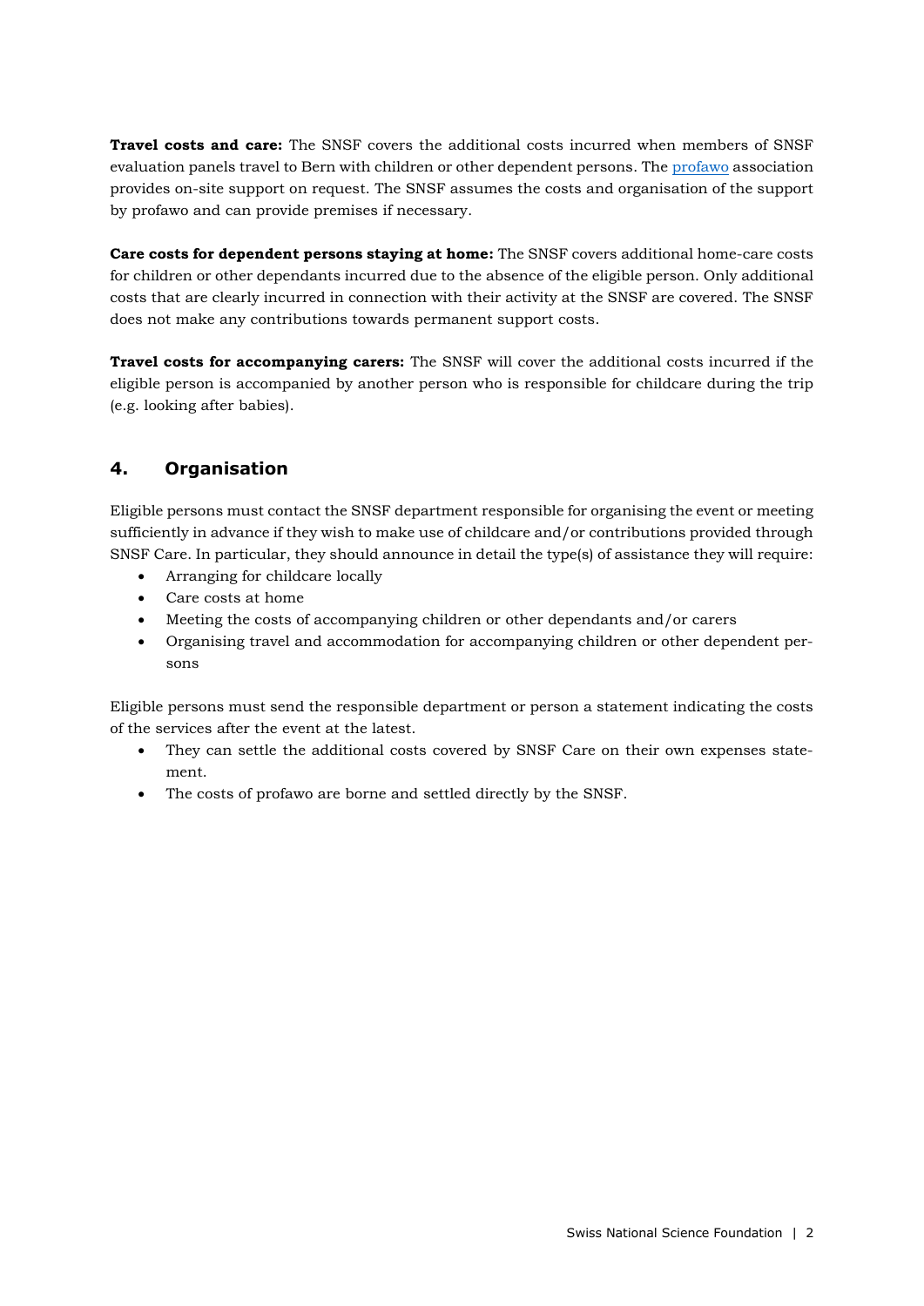**Travel costs and care:** The SNSF covers the additional costs incurred when members of SNSF evaluation panels travel to Bern with children or other dependent persons. The profawo association provides on-site support on request. The SNSF assumes the costs and organisation of the support by profawo and can provide premises if necessary.

**Care costs for dependent persons staying at home:** The SNSF covers additional home-care costs for children or other dependants incurred due to the absence of the eligible person. Only additional costs that are clearly incurred in connection with their activity at the SNSF are covered. The SNSF does not make any contributions towards permanent support costs.

**Travel costs for accompanying carers:** The SNSF will cover the additional costs incurred if the eligible person is accompanied by another person who is responsible for childcare during the trip (e.g. looking after babies).

## 4. Organisation

Eligible persons must contact the SNSF department responsible for organising the event or meeting sufficiently in advance if they wish to make use of childcare and/or contributions provided through SNSF Care. In particular, they should announce in detail the type(s) of assistance they will require:

- Arranging for childcare locally
- Care costs at home
- Meeting the costs of accompanying children or other dependants and/or carers
- Organising travel and accommodation for accompanying children or other dependent persons

Eligible persons must send the responsible department or person a statement indicating the costs of the services after the event at the latest.

- They can settle the additional costs covered by SNSF Care on their own expenses statement.
- The costs of profawo are borne and settled directly by the SNSF.